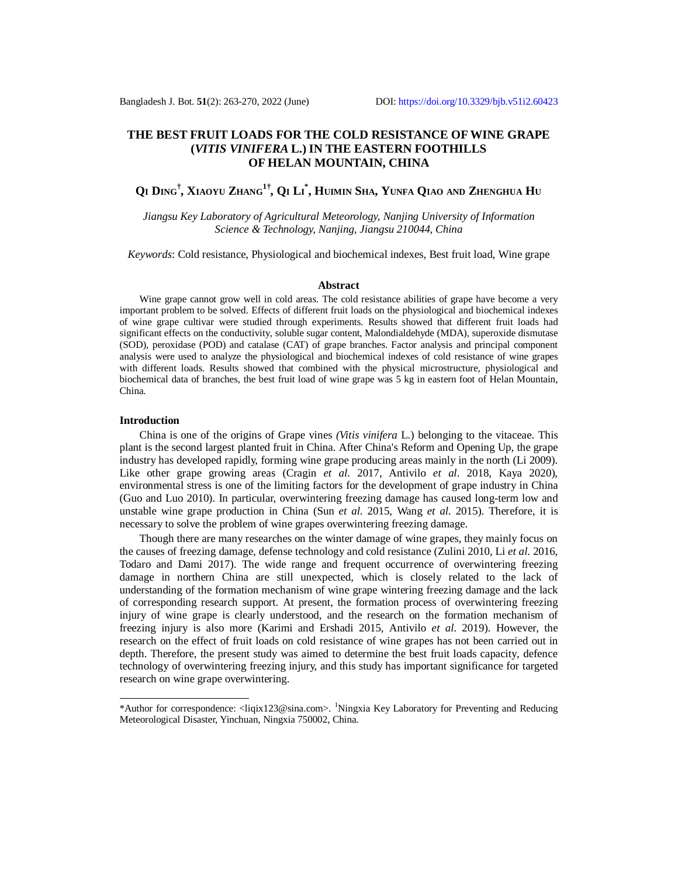# THE BEST FRUIT LOADS FOR THE COLD RESISTANCE OF WINE GRAPE (*VITIS VINIFERA* L.) IN THE EASTERN FOOTHILLS OF HELAN MOUNTAIN, CHINA

**Qi Ding[†], Xiaoyu Zhang[1†], Qi Li[*], Huimin Sha, Yunfa Qiao and Zhenghua Hu**

*Jiangsu Key Laboratory of Agricultural Meteorology, Nanjing University of Information Science & Technology, Nanjing, Jiangsu 210044, China*

*Keywords*: Cold resistance, Physiological and biochemical indexes, Best fruit load, Wine grape

## Abstract

Wine grape cannot grow well in cold areas. The cold resistance abilities of grape have become a very important problem to be solved. Effects of different fruit loads on the physiological and biochemical indexes of wine grape cultivar were studied through experiments. Results showed that different fruit loads had significant effects on the conductivity, soluble sugar content, Malondialdehyde (MDA), superoxide dismutase (SOD), peroxidase (POD) and catalase (CAT) of grape branches. Factor analysis and principal component analysis were used to analyze the physiological and biochemical indexes of cold resistance of wine grapes with different loads. Results showed that combined with the physical microstructure, physiological and biochemical data of branches, the best fruit load of wine grape was 5 kg in eastern foot of Helan Mountain, China.

## Introduction

China is one of the origins of Grape vines *(Vitis vinifera* L.) belonging to the vitaceae. This plant is the second largest planted fruit in China. After China's Reform and Opening Up, the grape industry has developed rapidly, forming wine grape producing areas mainly in the north (Li 2009). Like other grape growing areas (Cragin *et al*. 2017, Antivilo *et al*. 2018, Kaya 2020), environmental stress is one of the limiting factors for the development of grape industry in China (Guo and Luo 2010). In particular, overwintering freezing damage has caused long-term low and unstable wine grape production in China (Sun *et al*. 2015, Wang *et al*. 2015). Therefore, it is necessary to solve the problem of wine grapes overwintering freezing damage.

Though there are many researches on the winter damage of wine grapes, they mainly focus on the causes of freezing damage, defense technology and cold resistance (Zulini 2010, Li *et al*. 2016, Todaro and Dami 2017). The wide range and frequent occurrence of overwintering freezing damage in northern China are still unexpected, which is closely related to the lack of understanding of the formation mechanism of wine grape wintering freezing damage and the lack of corresponding research support. At present, the formation process of overwintering freezing injury of wine grape is clearly understood, and the research on the formation mechanism of freezing injury is also more (Karimi and Ershadi 2015, Antivilo *et al*. 2019). However, the research on the effect of fruit loads on cold resistance of wine grapes has not been carried out in depth. Therefore, the present study was aimed to determine the best fruit loads capacity, defence technology of overwintering freezing injury, and this study has important significance for targeted research on wine grape overwintering.

---

*Author for correspondence: <liqix123@sina.com>. [1]Ningxia Key Laboratory for Preventing and Reducing Meteorological Disaster, Yinchuan, Ningxia 750002, China.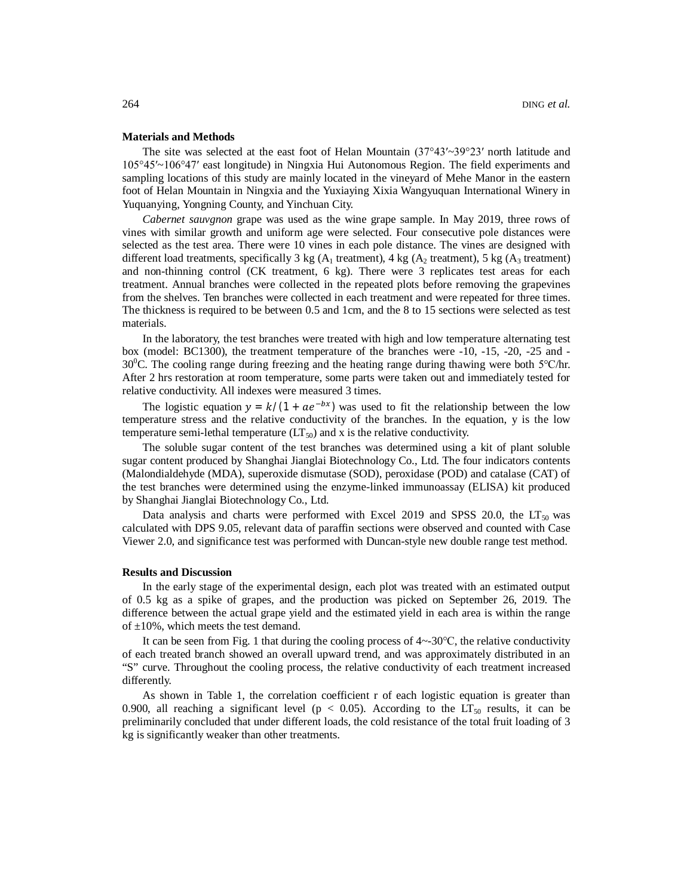**Materials and Methods**

The site was selected at the east foot of Helan Mountain (37°43′~39°23′ north latitude and 105°45′~106°47′ east longitude) in Ningxia Hui Autonomous Region. The field experiments and sampling locations of this study are mainly located in the vineyard of Mehe Manor in the eastern foot of Helan Mountain in Ningxia and the Yuxiaying Xixia Wangyuquan International Winery in Yuquanying, Yongning County, and Yinchuan City.

*Cabernet sauvgnon* grape was used as the wine grape sample. In May 2019, three rows of vines with similar growth and uniform age were selected. Four consecutive pole distances were selected as the test area. There were 10 vines in each pole distance. The vines are designed with different load treatments, specifically 3 kg ($A_1$ treatment), 4 kg ($A_2$ treatment), 5 kg ($A_3$ treatment) and non-thinning control (CK treatment, 6 kg). There were 3 replicates test areas for each treatment. Annual branches were collected in the repeated plots before removing the grapevines from the shelves. Ten branches were collected in each treatment and were repeated for three times. The thickness is required to be between 0.5 and 1cm, and the 8 to 15 sections were selected as test materials.

In the laboratory, the test branches were treated with high and low temperature alternating test box (model: BC1300), the treatment temperature of the branches were -10, -15, -20, -25 and -30$^0$C. The cooling range during freezing and the heating range during thawing were both 5°C/hr. After 2 hrs restoration at room temperature, some parts were taken out and immediately tested for relative conductivity. All indexes were measured 3 times.

The logistic equation $y = k/(1 + ae^{-bx})$ was used to fit the relationship between the low temperature stress and the relative conductivity of the branches. In the equation, y is the low temperature semi-lethal temperature ($LT_{50}$) and x is the relative conductivity.

The soluble sugar content of the test branches was determined using a kit of plant soluble sugar content produced by Shanghai Jianglai Biotechnology Co., Ltd. The four indicators contents (Malondialdehyde (MDA), superoxide dismutase (SOD), peroxidase (POD) and catalase (CAT) of the test branches were determined using the enzyme-linked immunoassay (ELISA) kit produced by Shanghai Jianglai Biotechnology Co., Ltd.

Data analysis and charts were performed with Excel 2019 and SPSS 20.0, the $LT_{50}$ was calculated with DPS 9.05, relevant data of paraffin sections were observed and counted with Case Viewer 2.0, and significance test was performed with Duncan-style new double range test method.

**Results and Discussion**

In the early stage of the experimental design, each plot was treated with an estimated output of 0.5 kg as a spike of grapes, and the production was picked on September 26, 2019. The difference between the actual grape yield and the estimated yield in each area is within the range of ±10%, which meets the test demand.

It can be seen from Fig. 1 that during the cooling process of 4~-30°C, the relative conductivity of each treated branch showed an overall upward trend, and was approximately distributed in an "S" curve. Throughout the cooling process, the relative conductivity of each treatment increased differently.

As shown in Table 1, the correlation coefficient r of each logistic equation is greater than 0.900, all reaching a significant level ($p < 0.05$). According to the $LT_{50}$ results, it can be preliminarily concluded that under different loads, the cold resistance of the total fruit loading of 3 kg is significantly weaker than other treatments.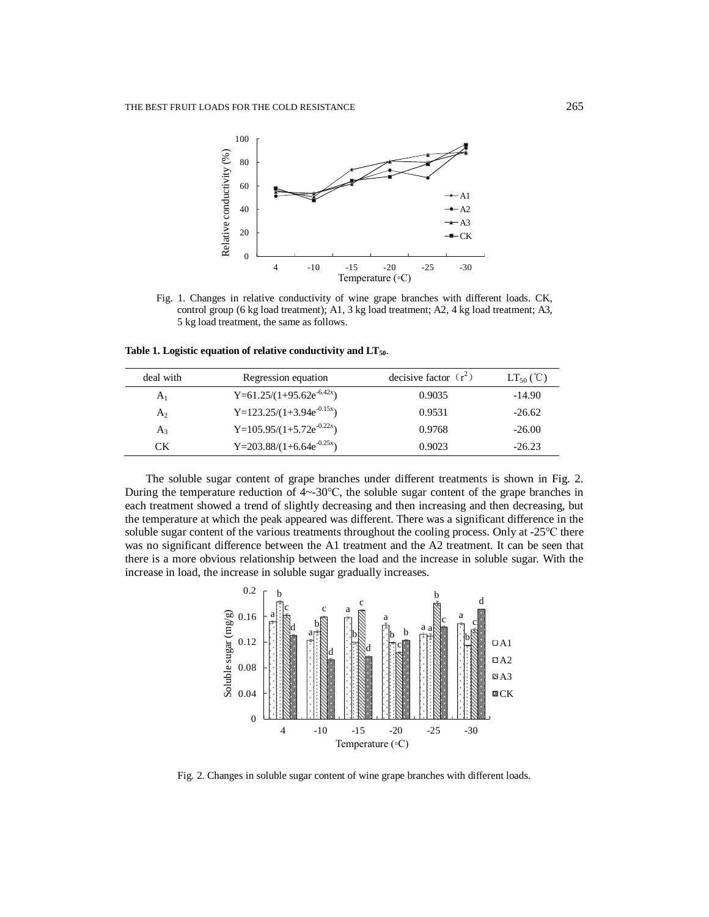Fig. 1. Changes in relative conductivity of wine grape branches with different loads. CK, control group (6 kg load treatment); A1, 3 kg load treatment; A2, 4 kg load treatment; A3, 5 kg load treatment, the same as follows.

**Table 1. Logistic equation of relative conductivity and $LT_{50}$.**

| deal with | Regression equation | decisive factor（$r^2$） | $LT_{50}$ (℃) |
| --- | --- | --- | --- |
| $A_1$ | $Y=61.25/(1+95.62e^{-6.42x})$ | 0.9035 | -14.90 |
| $A_2$ | $Y=123.25/(1+3.94e^{-0.15x})$ | 0.9531 | -26.62 |
| $A_3$ | $Y=105.95/(1+5.72e^{-0.22x})$ | 0.9768 | -26.00 |
| CK | $Y=203.88/(1+6.64e^{-0.25x})$ | 0.9023 | -26.23 |

The soluble sugar content of grape branches under different treatments is shown in Fig. 2. During the temperature reduction of 4~-30℃, the soluble sugar content of the grape branches in each treatment showed a trend of slightly decreasing and then increasing and then decreasing, but the temperature at which the peak appeared was different. There was a significant difference in the soluble sugar content of the various treatments throughout the cooling process. Only at -25℃ there was no significant difference between the A1 treatment and the A2 treatment. It can be seen that there is a more obvious relationship between the load and the increase in soluble sugar. With the increase in load, the increase in soluble sugar gradually increases.

Fig. 2. Changes in soluble sugar content of wine grape branches with different loads.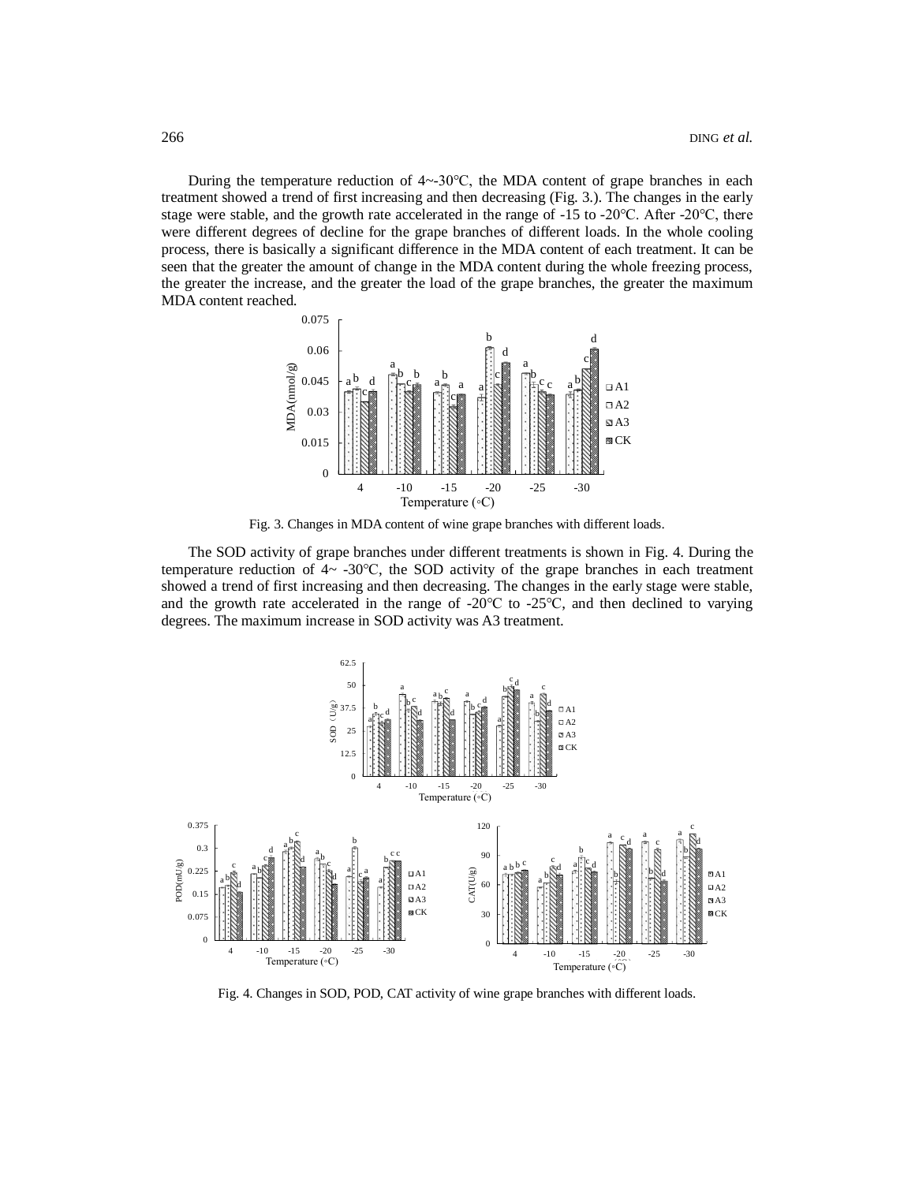During the temperature reduction of 4~-30℃, the MDA content of grape branches in each treatment showed a trend of first increasing and then decreasing (Fig. 3.). The changes in the early stage were stable, and the growth rate accelerated in the range of -15 to -20℃. After -20℃, there were different degrees of decline for the grape branches of different loads. In the whole cooling process, there is basically a significant difference in the MDA content of each treatment. It can be seen that the greater the amount of change in the MDA content during the whole freezing process, the greater the increase, and the greater the load of the grape branches, the greater the maximum MDA content reached.

Fig. 3. Changes in MDA content of wine grape branches with different loads.

The SOD activity of grape branches under different treatments is shown in Fig. 4. During the temperature reduction of 4~ -30℃, the SOD activity of the grape branches in each treatment showed a trend of first increasing and then decreasing. The changes in the early stage were stable, and the growth rate accelerated in the range of -20℃ to -25℃, and then declined to varying degrees. The maximum increase in SOD activity was A3 treatment.

Fig. 4. Changes in SOD, POD, CAT activity of wine grape branches with different loads.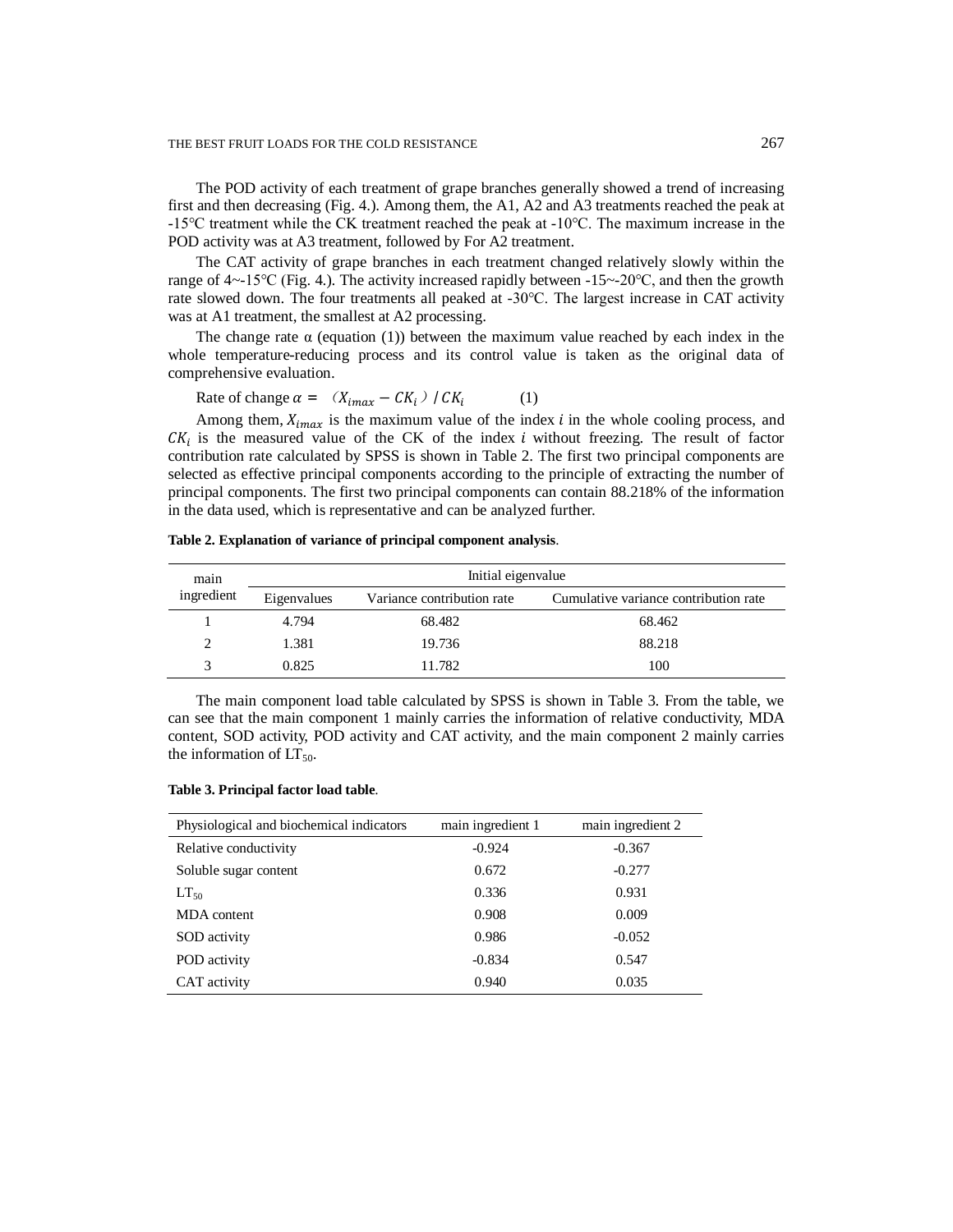The POD activity of each treatment of grape branches generally showed a trend of increasing first and then decreasing (Fig. 4.). Among them, the A1, A2 and A3 treatments reached the peak at -15℃ treatment while the CK treatment reached the peak at -10℃. The maximum increase in the POD activity was at A3 treatment, followed by For A2 treatment.

The CAT activity of grape branches in each treatment changed relatively slowly within the range of 4~-15℃ (Fig. 4.). The activity increased rapidly between -15~-20℃, and then the growth rate slowed down. The four treatments all peaked at -30℃. The largest increase in CAT activity was at A1 treatment, the smallest at A2 processing.

The change rate α (equation (1)) between the maximum value reached by each index in the whole temperature-reducing process and its control value is taken as the original data of comprehensive evaluation.

Rate of change $\alpha = (X_{imax} - CK_i) / CK_i$ (1)

Among them, $X_{imax}$ is the maximum value of the index $i$ in the whole cooling process, and $CK_i$ is the measured value of the CK of the index $i$ without freezing. The result of factor contribution rate calculated by SPSS is shown in Table 2. The first two principal components are selected as effective principal components according to the principle of extracting the number of principal components. The first two principal components can contain 88.218% of the information in the data used, which is representative and can be analyzed further.

**Table 2. Explanation of variance of principal component analysis**.

| main ingredient | Initial eigenvalue | | |
|---|---|---|---|
| | Eigenvalues | Variance contribution rate | Cumulative variance contribution rate |
| 1 | 4.794 | 68.482 | 68.462 |
| 2 | 1.381 | 19.736 | 88.218 |
| 3 | 0.825 | 11.782 | 100 |

The main component load table calculated by SPSS is shown in Table 3. From the table, we can see that the main component 1 mainly carries the information of relative conductivity, MDA content, SOD activity, POD activity and CAT activity, and the main component 2 mainly carries the information of $LT_{50}$.

**Table 3. Principal factor load table**.

| Physiological and biochemical indicators | main ingredient 1 | main ingredient 2 |
|---|---|---|
| Relative conductivity | -0.924 | -0.367 |
| Soluble sugar content | 0.672 | -0.277 |
| $LT_{50}$ | 0.336 | 0.931 |
| MDA content | 0.908 | 0.009 |
| SOD activity | 0.986 | -0.052 |
| POD activity | -0.834 | 0.547 |
| CAT activity | 0.940 | 0.035 |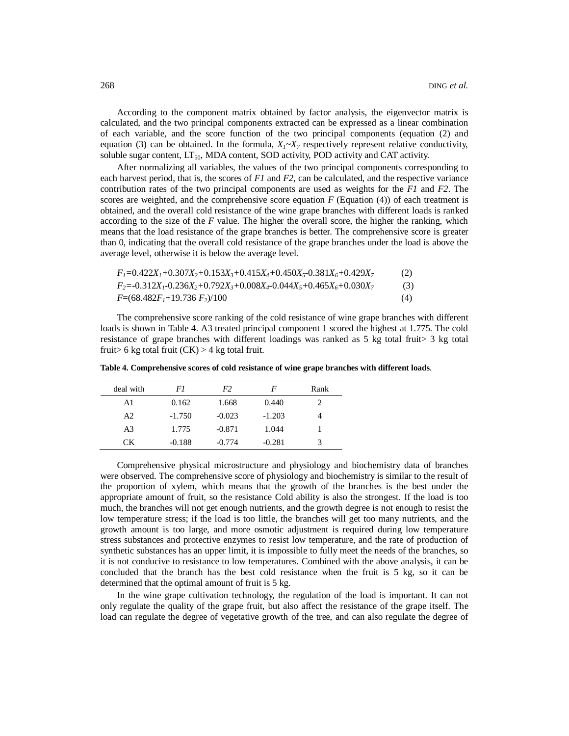According to the component matrix obtained by factor analysis, the eigenvector matrix is calculated, and the two principal components extracted can be expressed as a linear combination of each variable, and the score function of the two principal components (equation (2) and equation (3) can be obtained. In the formula, $X_1$~$X_7$ respectively represent relative conductivity, soluble sugar content, $LT_{50}$, MDA content, SOD activity, POD activity and CAT activity.

After normalizing all variables, the values of the two principal components corresponding to each harvest period, that is, the scores of *F1* and *F2*, can be calculated, and the respective variance contribution rates of the two principal components are used as weights for the *F1* and *F2*. The scores are weighted, and the comprehensive score equation *F* (Equation (4)) of each treatment is obtained, and the overall cold resistance of the wine grape branches with different loads is ranked according to the size of the *F* value. The higher the overall score, the higher the ranking, which means that the load resistance of the grape branches is better. The comprehensive score is greater than 0, indicating that the overall cold resistance of the grape branches under the load is above the average level, otherwise it is below the average level.

$$F_1=0.422X_1+0.307X_2+0.153X_3+0.415X_4+0.450X_5-0.381X_6+0.429X_7 \quad (2)$$

$$F_2=-0.312X_1-0.236X_2+0.792X_3+0.008X_4-0.044X_5+0.465X_6+0.030X_7 \quad (3)$$

$$F=(68.482F_1+19.736\ F_2)/100 \quad (4)$$

The comprehensive score ranking of the cold resistance of wine grape branches with different loads is shown in Table 4. A3 treated principal component 1 scored the highest at 1.775. The cold resistance of grape branches with different loadings was ranked as 5 kg total fruit> 3 kg total fruit> 6 kg total fruit (CK) > 4 kg total fruit.

**Table 4. Comprehensive scores of cold resistance of wine grape branches with different loads**.

| deal with | *F1* | *F2* | *F* | Rank |
|---|---|---|---|---|
| A1 | 0.162 | 1.668 | 0.440 | 2 |
| A2 | -1.750 | -0.023 | -1.203 | 4 |
| A3 | 1.775 | -0.871 | 1.044 | 1 |
| CK | -0.188 | -0.774 | -0.281 | 3 |

Comprehensive physical microstructure and physiology and biochemistry data of branches were observed. The comprehensive score of physiology and biochemistry is similar to the result of the proportion of xylem, which means that the growth of the branches is the best under the appropriate amount of fruit, so the resistance Cold ability is also the strongest. If the load is too much, the branches will not get enough nutrients, and the growth degree is not enough to resist the low temperature stress; if the load is too little, the branches will get too many nutrients, and the growth amount is too large, and more osmotic adjustment is required during low temperature stress substances and protective enzymes to resist low temperature, and the rate of production of synthetic substances has an upper limit, it is impossible to fully meet the needs of the branches, so it is not conducive to resistance to low temperatures. Combined with the above analysis, it can be concluded that the branch has the best cold resistance when the fruit is 5 kg, so it can be determined that the optimal amount of fruit is 5 kg.

In the wine grape cultivation technology, the regulation of the load is important. It can not only regulate the quality of the grape fruit, but also affect the resistance of the grape itself. The load can regulate the degree of vegetative growth of the tree, and can also regulate the degree of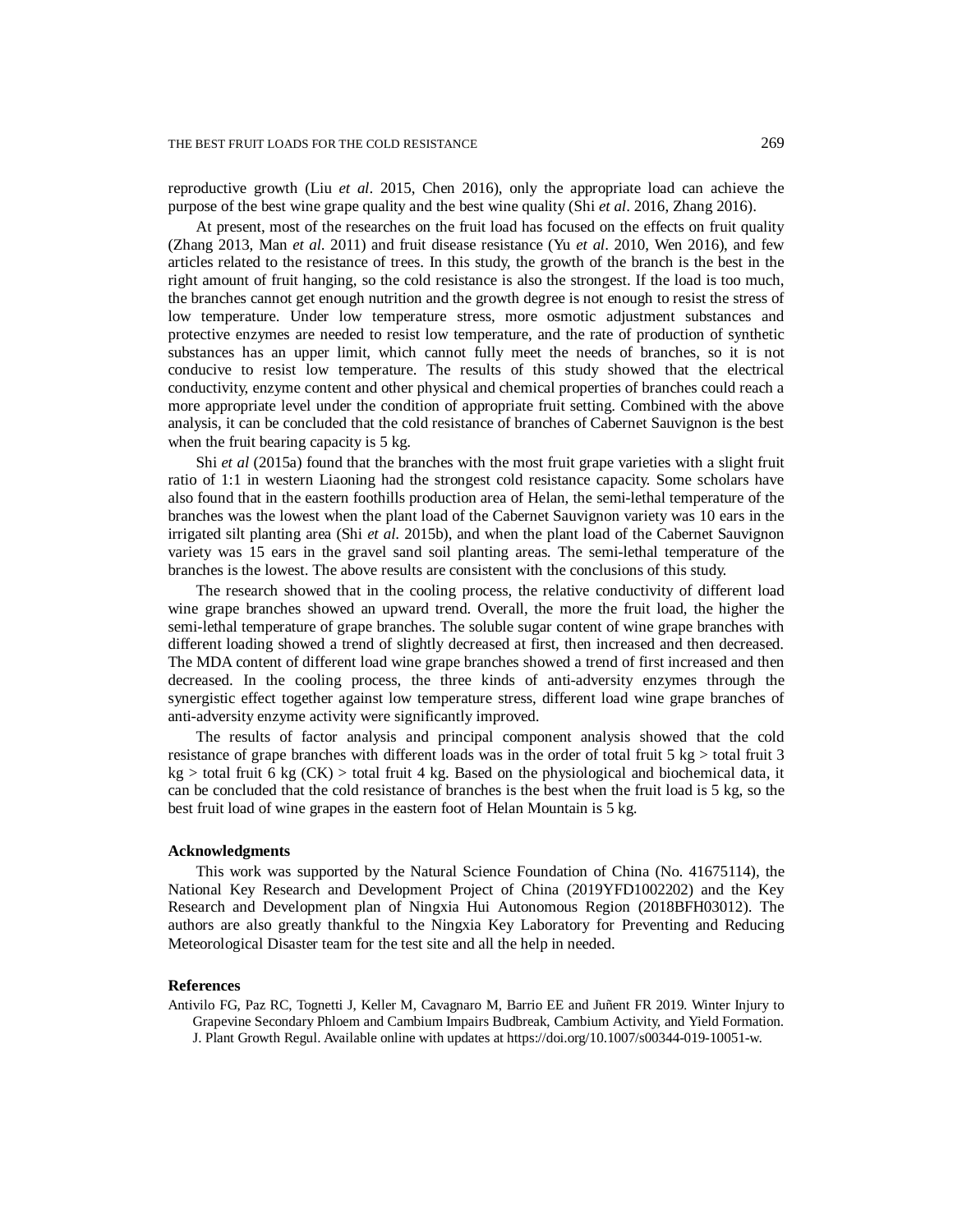reproductive growth (Liu *et al*. 2015, Chen 2016), only the appropriate load can achieve the purpose of the best wine grape quality and the best wine quality (Shi *et al*. 2016, Zhang 2016).

At present, most of the researches on the fruit load has focused on the effects on fruit quality (Zhang 2013, Man *et al*. 2011) and fruit disease resistance (Yu *et al*. 2010, Wen 2016), and few articles related to the resistance of trees. In this study, the growth of the branch is the best in the right amount of fruit hanging, so the cold resistance is also the strongest. If the load is too much, the branches cannot get enough nutrition and the growth degree is not enough to resist the stress of low temperature. Under low temperature stress, more osmotic adjustment substances and protective enzymes are needed to resist low temperature, and the rate of production of synthetic substances has an upper limit, which cannot fully meet the needs of branches, so it is not conducive to resist low temperature. The results of this study showed that the electrical conductivity, enzyme content and other physical and chemical properties of branches could reach a more appropriate level under the condition of appropriate fruit setting. Combined with the above analysis, it can be concluded that the cold resistance of branches of Cabernet Sauvignon is the best when the fruit bearing capacity is 5 kg.

Shi *et al* (2015a) found that the branches with the most fruit grape varieties with a slight fruit ratio of 1:1 in western Liaoning had the strongest cold resistance capacity. Some scholars have also found that in the eastern foothills production area of Helan, the semi-lethal temperature of the branches was the lowest when the plant load of the Cabernet Sauvignon variety was 10 ears in the irrigated silt planting area (Shi *et al*. 2015b), and when the plant load of the Cabernet Sauvignon variety was 15 ears in the gravel sand soil planting areas. The semi-lethal temperature of the branches is the lowest. The above results are consistent with the conclusions of this study.

The research showed that in the cooling process, the relative conductivity of different load wine grape branches showed an upward trend. Overall, the more the fruit load, the higher the semi-lethal temperature of grape branches. The soluble sugar content of wine grape branches with different loading showed a trend of slightly decreased at first, then increased and then decreased. The MDA content of different load wine grape branches showed a trend of first increased and then decreased. In the cooling process, the three kinds of anti-adversity enzymes through the synergistic effect together against low temperature stress, different load wine grape branches of anti-adversity enzyme activity were significantly improved.

The results of factor analysis and principal component analysis showed that the cold resistance of grape branches with different loads was in the order of total fruit 5 kg > total fruit 3 kg > total fruit 6 kg (CK) > total fruit 4 kg. Based on the physiological and biochemical data, it can be concluded that the cold resistance of branches is the best when the fruit load is 5 kg, so the best fruit load of wine grapes in the eastern foot of Helan Mountain is 5 kg.

## Acknowledgments

This work was supported by the Natural Science Foundation of China (No. 41675114), the National Key Research and Development Project of China (2019YFD1002202) and the Key Research and Development plan of Ningxia Hui Autonomous Region (2018BFH03012). The authors are also greatly thankful to the Ningxia Key Laboratory for Preventing and Reducing Meteorological Disaster team for the test site and all the help in needed.

## References

Antivilo FG, Paz RC, Tognetti J, Keller M, Cavagnaro M, Barrio EE and Juñent FR 2019. Winter Injury to Grapevine Secondary Phloem and Cambium Impairs Budbreak, Cambium Activity, and Yield Formation. J. Plant Growth Regul. Available online with updates at https://doi.org/10.1007/s00344-019-10051-w.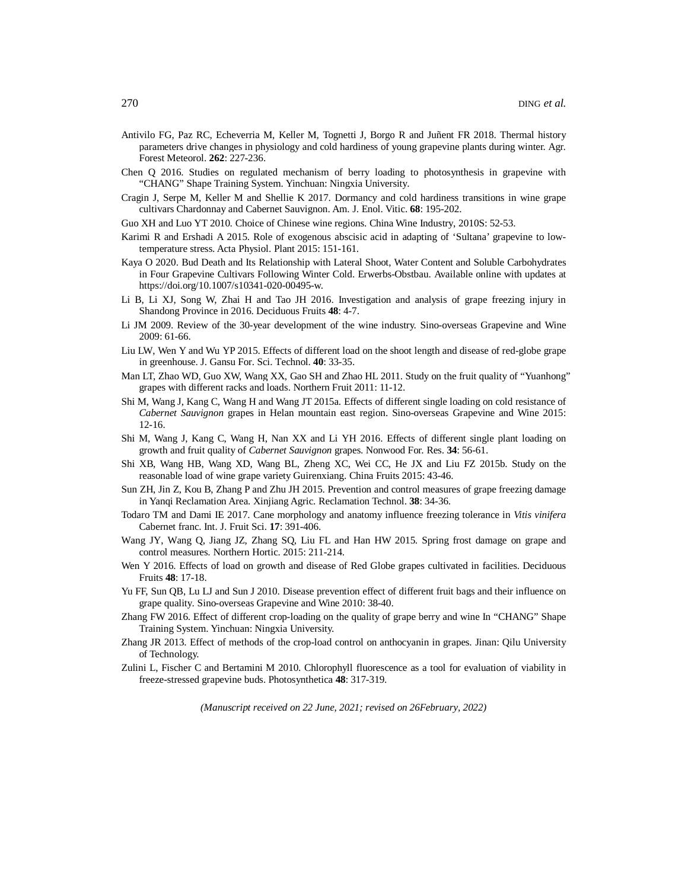Antivilo FG, Paz RC, Echeverria M, Keller M, Tognetti J, Borgo R and Juñent FR 2018. Thermal history parameters drive changes in physiology and cold hardiness of young grapevine plants during winter. Agr. Forest Meteorol. **262**: 227-236.

Chen Q 2016. Studies on regulated mechanism of berry loading to photosynthesis in grapevine with "CHANG" Shape Training System. Yinchuan: Ningxia University.

Cragin J, Serpe M, Keller M and Shellie K 2017. Dormancy and cold hardiness transitions in wine grape cultivars Chardonnay and Cabernet Sauvignon. Am. J. Enol. Vitic. **68**: 195-202.

Guo XH and Luo YT 2010. Choice of Chinese wine regions. China Wine Industry, 2010S: 52-53.

Karimi R and Ershadi A 2015. Role of exogenous abscisic acid in adapting of 'Sultana' grapevine to low-temperature stress. Acta Physiol. Plant 2015: 151-161.

Kaya O 2020. Bud Death and Its Relationship with Lateral Shoot, Water Content and Soluble Carbohydrates in Four Grapevine Cultivars Following Winter Cold. Erwerbs-Obstbau. Available online with updates at https://doi.org/10.1007/s10341-020-00495-w.

Li B, Li XJ, Song W, Zhai H and Tao JH 2016. Investigation and analysis of grape freezing injury in Shandong Province in 2016. Deciduous Fruits **48**: 4-7.

Li JM 2009. Review of the 30-year development of the wine industry. Sino-overseas Grapevine and Wine 2009: 61-66.

Liu LW, Wen Y and Wu YP 2015. Effects of different load on the shoot length and disease of red-globe grape in greenhouse. J. Gansu For. Sci. Technol. **40**: 33-35.

Man LT, Zhao WD, Guo XW, Wang XX, Gao SH and Zhao HL 2011. Study on the fruit quality of "Yuanhong" grapes with different racks and loads. Northern Fruit 2011: 11-12.

Shi M, Wang J, Kang C, Wang H and Wang JT 2015a. Effects of different single loading on cold resistance of *Cabernet Sauvignon* grapes in Helan mountain east region. Sino-overseas Grapevine and Wine 2015: 12-16.

Shi M, Wang J, Kang C, Wang H, Nan XX and Li YH 2016. Effects of different single plant loading on growth and fruit quality of *Cabernet Sauvignon* grapes. Nonwood For. Res. **34**: 56-61.

Shi XB, Wang HB, Wang XD, Wang BL, Zheng XC, Wei CC, He JX and Liu FZ 2015b. Study on the reasonable load of wine grape variety Guirenxiang. China Fruits 2015: 43-46.

Sun ZH, Jin Z, Kou B, Zhang P and Zhu JH 2015. Prevention and control measures of grape freezing damage in Yanqi Reclamation Area. Xinjiang Agric. Reclamation Technol. **38**: 34-36.

Todaro TM and Dami IE 2017. Cane morphology and anatomy influence freezing tolerance in *Vitis vinifera* Cabernet franc. Int. J. Fruit Sci. **17**: 391-406.

Wang JY, Wang Q, Jiang JZ, Zhang SQ, Liu FL and Han HW 2015. Spring frost damage on grape and control measures. Northern Hortic. 2015: 211-214.

Wen Y 2016. Effects of load on growth and disease of Red Globe grapes cultivated in facilities. Deciduous Fruits **48**: 17-18.

Yu FF, Sun QB, Lu LJ and Sun J 2010. Disease prevention effect of different fruit bags and their influence on grape quality. Sino-overseas Grapevine and Wine 2010: 38-40.

Zhang FW 2016. Effect of different crop-loading on the quality of grape berry and wine In "CHANG" Shape Training System. Yinchuan: Ningxia University.

Zhang JR 2013. Effect of methods of the crop-load control on anthocyanin in grapes. Jinan: Qilu University of Technology.

Zulini L, Fischer C and Bertamini M 2010. Chlorophyll fluorescence as a tool for evaluation of viability in freeze-stressed grapevine buds. Photosynthetica **48**: 317-319.

*(Manuscript received on 22 June, 2021; revised on 26February, 2022)*